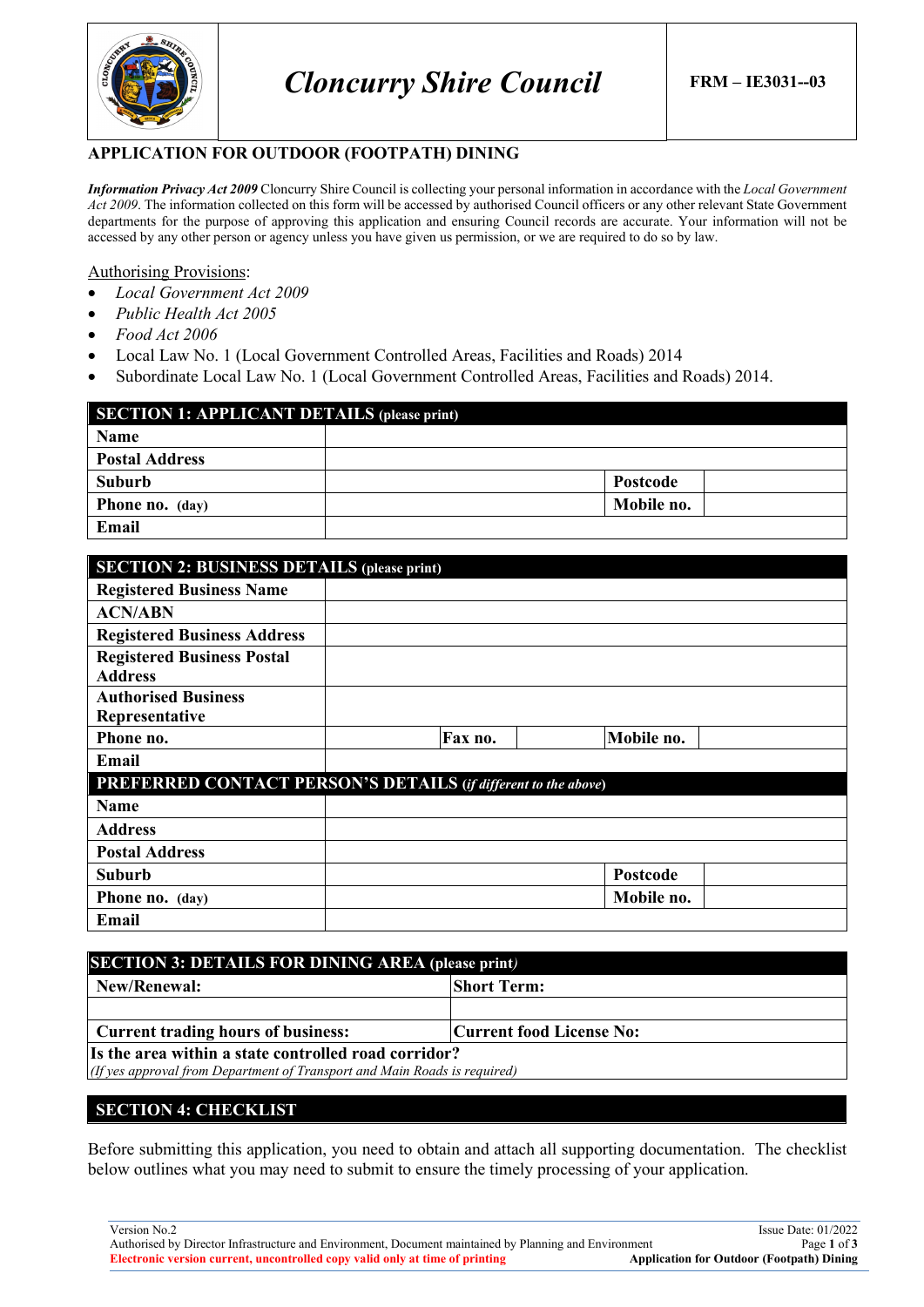# Cloncurry Shire Council

**FRM – IE3031--03**

## APPLICATION FOR OUTDOOR (FOOTPATH) DINING

***Information Privacy Act 2009*** Cloncurry Shire Council is collecting your personal information in accordance with the *Local Government Act 2009*. The information collected on this form will be accessed by authorised Council officers or any other relevant State Government departments for the purpose of approving this application and ensuring Council records are accurate. Your information will not be accessed by any other person or agency unless you have given us permission, or we are required to do so by law.

Authorising Provisions:

- *Local Government Act 2009*
- *Public Health Act 2005*
- *Food Act 2006*
- Local Law No. 1 (Local Government Controlled Areas, Facilities and Roads) 2014
- Subordinate Local Law No. 1 (Local Government Controlled Areas, Facilities and Roads) 2014.

| **SECTION 1: APPLICANT DETAILS** (please print) | | | |
|---|---|---|---|
| **Name** | | | |
| **Postal Address** | | | |
| **Suburb** | | **Postcode** | |
| **Phone no. (day)** | | **Mobile no.** | |
| **Email** | | | |

| **SECTION 2: BUSINESS DETAILS** (please print) | | | | | |
|---|---|---|---|---|---|
| **Registered Business Name** | | | | | |
| **ACN/ABN** | | | | | |
| **Registered Business Address** | | | | | |
| **Registered Business Postal Address** | | | | | |
| **Authorised Business Representative** | | | | | |
| **Phone no.** | | **Fax no.** | | **Mobile no.** | |
| **Email** | | | | | |
| **PREFERRED CONTACT PERSON'S DETAILS** (*if different to the above*) | | | | | |
| **Name** | | | | | |
| **Address** | | | | | |
| **Postal Address** | | | | | |
| **Suburb** | | | | **Postcode** | |
| **Phone no. (day)** | | | | **Mobile no.** | |
| **Email** | | | | | |

| **SECTION 3: DETAILS FOR DINING AREA** (please print) | |
|---|---|
| **New/Renewal:** | **Short Term:** |
| | |
| **Current trading hours of business:** | **Current food License No:** |
| **Is the area within a state controlled road corridor?** *(If yes approval from Department of Transport and Main Roads is required)* | |

## SECTION 4: CHECKLIST

Before submitting this application, you need to obtain and attach all supporting documentation. The checklist below outlines what you may need to submit to ensure the timely processing of your application.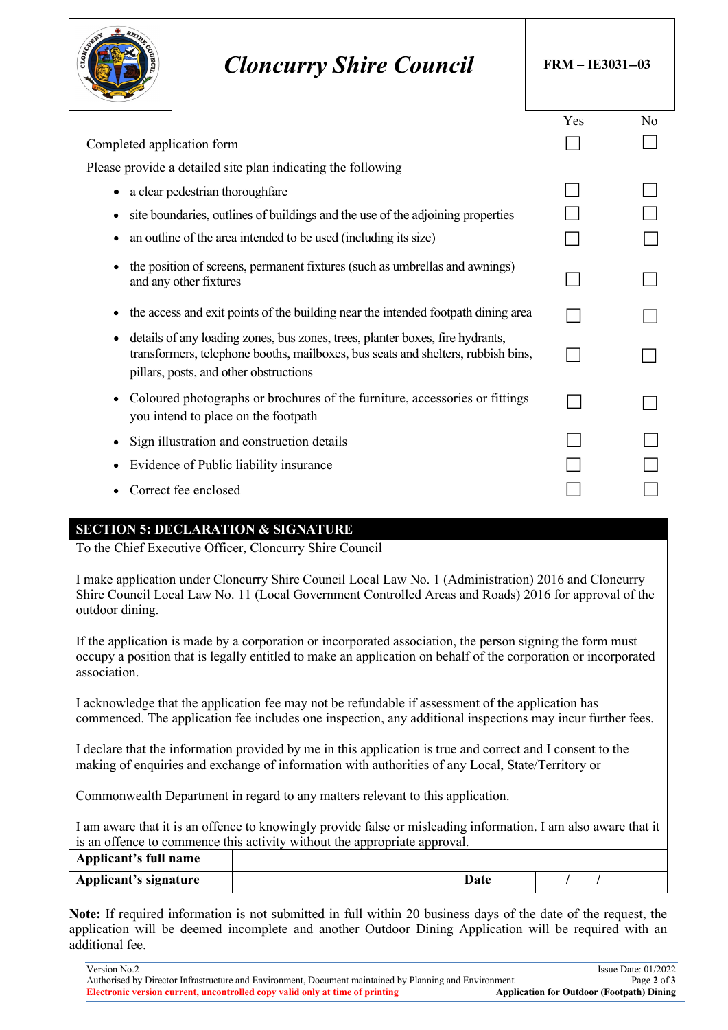| Cloncurry Shire Council | FRM – IE3031--03 |
|---|---|

| | Yes | No |
|---|---|---|
| Completed application form | ☐ | ☐ |
| Please provide a detailed site plan indicating the following | | |
| • a clear pedestrian thoroughfare | ☐ | ☐ |
| • site boundaries, outlines of buildings and the use of the adjoining properties | ☐ | ☐ |
| • an outline of the area intended to be used (including its size) | ☐ | ☐ |
| • the position of screens, permanent fixtures (such as umbrellas and awnings) and any other fixtures | ☐ | ☐ |
| • the access and exit points of the building near the intended footpath dining area | ☐ | ☐ |
| • details of any loading zones, bus zones, trees, planter boxes, fire hydrants, transformers, telephone booths, mailboxes, bus seats and shelters, rubbish bins, pillars, posts, and other obstructions | ☐ | ☐ |
| • Coloured photographs or brochures of the furniture, accessories or fittings you intend to place on the footpath | ☐ | ☐ |
| • Sign illustration and construction details | ☐ | ☐ |
| • Evidence of Public liability insurance | ☐ | ☐ |
| • Correct fee enclosed | ☐ | ☐ |

## SECTION 5: DECLARATION & SIGNATURE

To the Chief Executive Officer, Cloncurry Shire Council

I make application under Cloncurry Shire Council Local Law No. 1 (Administration) 2016 and Cloncurry Shire Council Local Law No. 11 (Local Government Controlled Areas and Roads) 2016 for approval of the outdoor dining.

If the application is made by a corporation or incorporated association, the person signing the form must occupy a position that is legally entitled to make an application on behalf of the corporation or incorporated association.

I acknowledge that the application fee may not be refundable if assessment of the application has commenced. The application fee includes one inspection, any additional inspections may incur further fees.

I declare that the information provided by me in this application is true and correct and I consent to the making of enquiries and exchange of information with authorities of any Local, State/Territory or

Commonwealth Department in regard to any matters relevant to this application.

I am aware that it is an offence to knowingly provide false or misleading information. I am also aware that it is an offence to commence this activity without the appropriate approval.

| **Applicant's full name** | | | |
|---|---|---|---|
| **Applicant's signature** | | **Date** | / / |

**Note:** If required information is not submitted in full within 20 business days of the date of the request, the application will be deemed incomplete and another Outdoor Dining Application will be required with an additional fee.

Version No.2 — Issue Date: 01/2022

Authorised by Director Infrastructure and Environment, Document maintained by Planning and Environment

**Electronic version current, uncontrolled copy valid only at time of printing** — **Application for Outdoor (Footpath) Dining**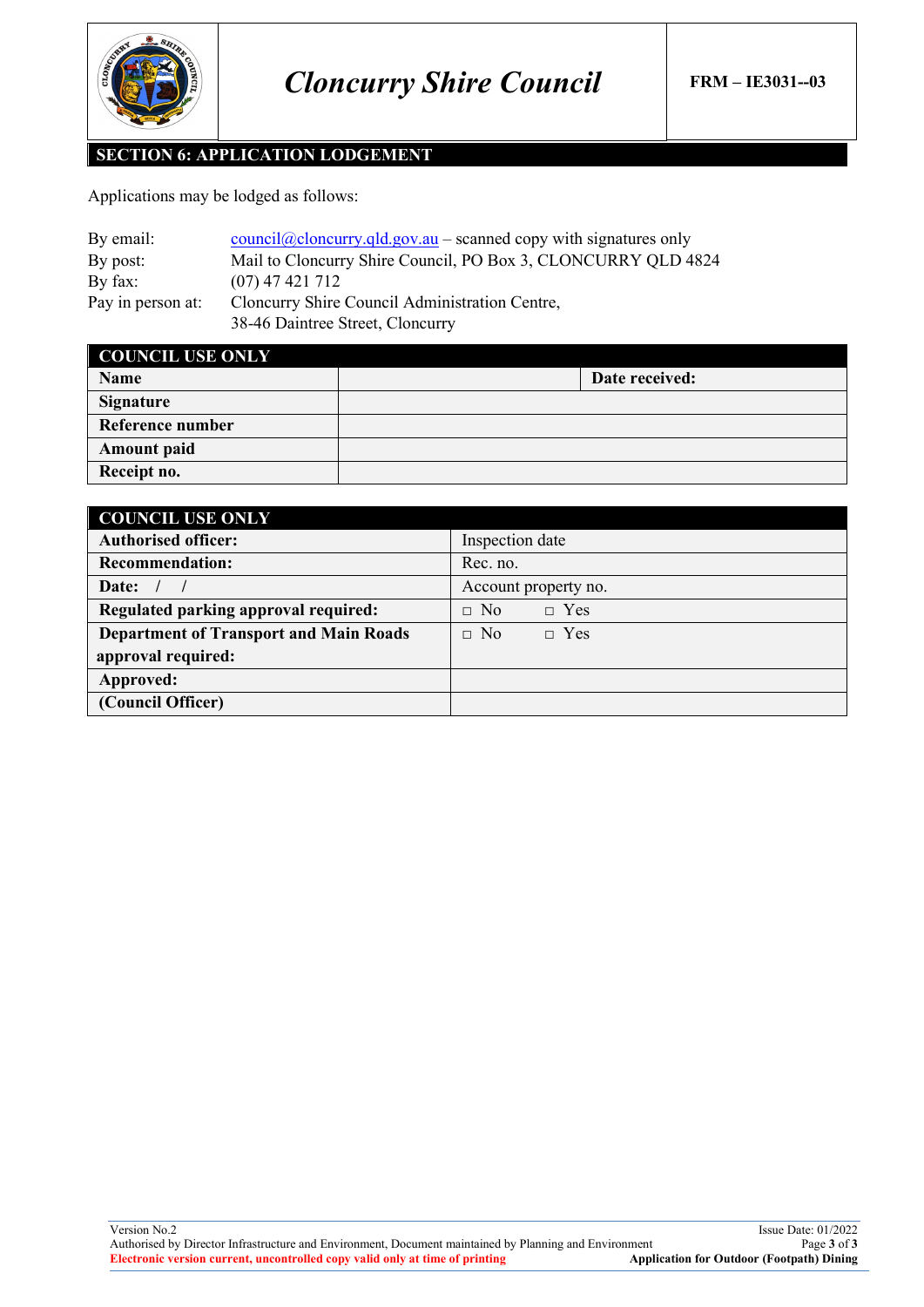## SECTION 6: APPLICATION LODGEMENT

Applications may be lodged as follows:

| | |
|---|---|
| By email: | council@cloncurry.qld.gov.au – scanned copy with signatures only |
| By post: | Mail to Cloncurry Shire Council, PO Box 3, CLONCURRY QLD 4824 |
| By fax: | (07) 47 421 712 |
| Pay in person at: | Cloncurry Shire Council Administration Centre, 38-46 Daintree Street, Cloncurry |

| COUNCIL USE ONLY | | |
|---|---|---|
| **Name** | | **Date received:** |
| **Signature** | | |
| **Reference number** | | |
| **Amount paid** | | |
| **Receipt no.** | | |

| COUNCIL USE ONLY | |
|---|---|
| **Authorised officer:** | Inspection date |
| **Recommendation:** | Rec. no. |
| **Date:** / / | Account property no. |
| **Regulated parking approval required:** | □ No □ Yes |
| **Department of Transport and Main Roads approval required:** | □ No □ Yes |
| **Approved:** | |
| **(Council Officer)** | |